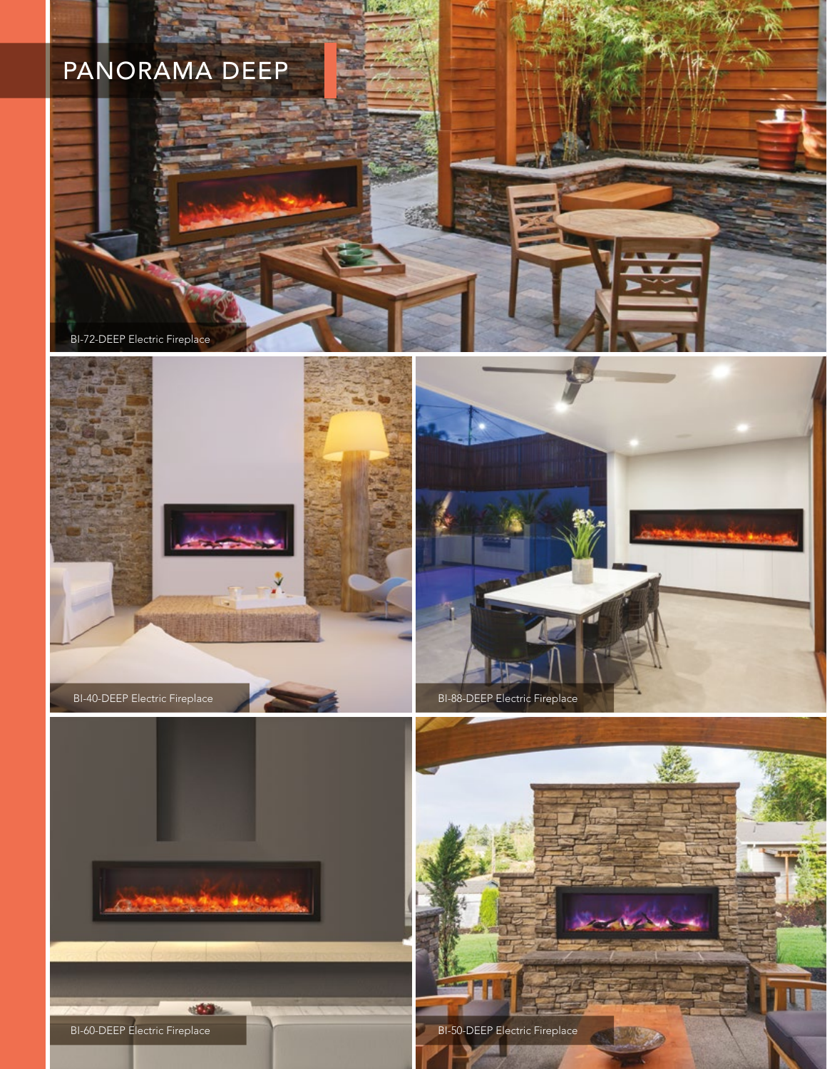# PANORAMA DEEP

BI-72-DEEP Electric Fireplace

BI-40-DEEP Electric Fireplace

BI-88-DEEP Electric Fireplace

BI-60-DEEP Electric Fireplace

BI-50-DEEP Electric Fireplace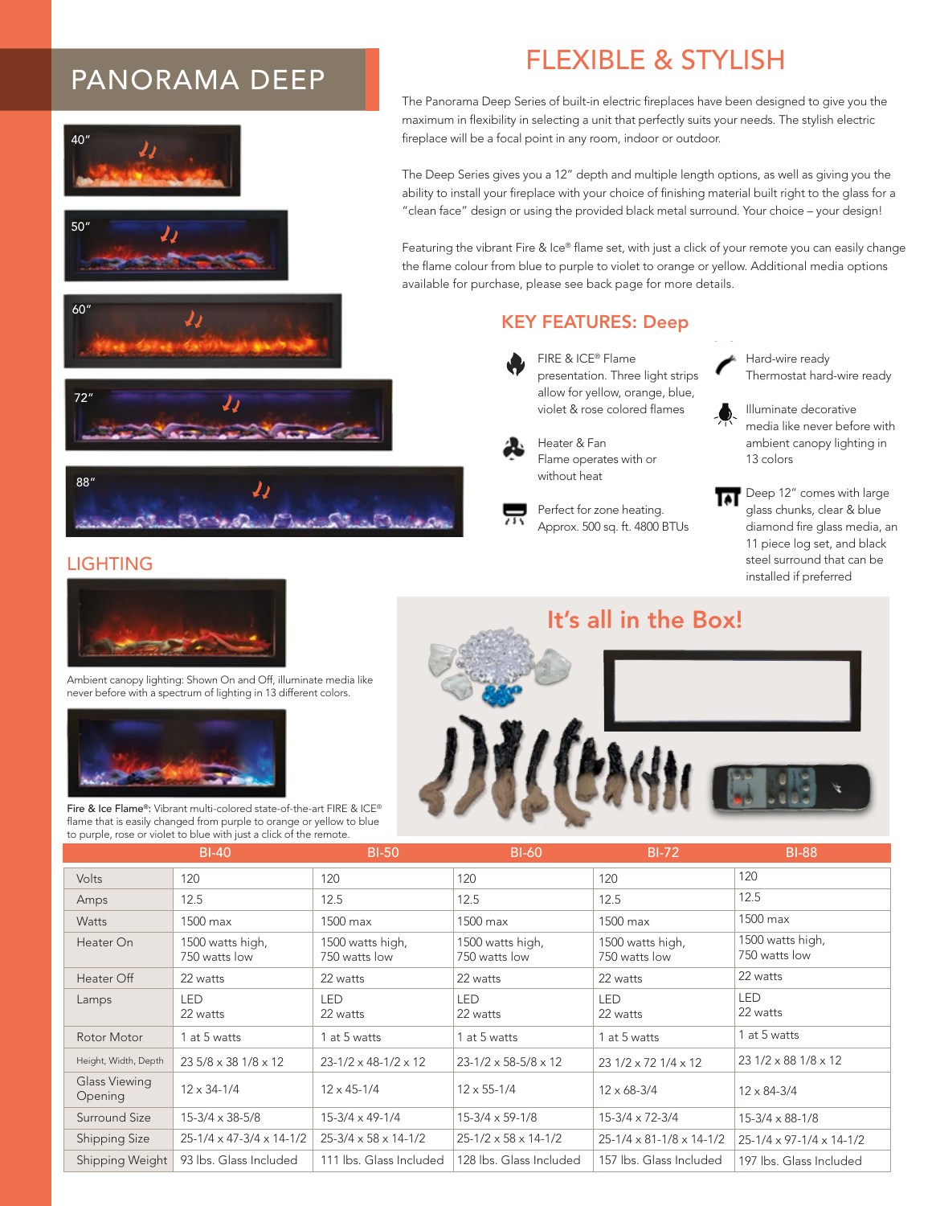# PANORAMA DEEP

40"

50"

60"

72"

88"

## FLEXIBLE & STYLISH

The Panorama Deep Series of built-in electric fireplaces have been designed to give you the maximum in flexibility in selecting a unit that perfectly suits your needs. The stylish electric fireplace will be a focal point in any room, indoor or outdoor.

The Deep Series gives you a 12" depth and multiple length options, as well as giving you the ability to install your fireplace with your choice of finishing material built right to the glass for a "clean face" design or using the provided black metal surround. Your choice – your design!

Featuring the vibrant Fire & Ice® flame set, with just a click of your remote you can easily change the flame colour from blue to purple to violet to orange or yellow. Additional media options available for purchase, please see back page for more details.

### KEY FEATURES: Deep

- FIRE & ICE® Flame presentation. Three light strips allow for yellow, orange, blue, violet & rose colored flames
- Heater & Fan Flame operates with or without heat
- Perfect for zone heating. Approx. 500 sq. ft. 4800 BTUs
- Hard-wire ready Thermostat hard-wire ready
- Illuminate decorative media like never before with ambient canopy lighting in 13 colors
- Deep 12" comes with large glass chunks, clear & blue diamond fire glass media, an 11 piece log set, and black steel surround that can be installed if preferred

## LIGHTING

Ambient canopy lighting: Shown On and Off, illuminate media like never before with a spectrum of lighting in 13 different colors.

**Fire & Ice Flame®:** Vibrant multi-colored state-of-the-art FIRE & ICE® flame that is easily changed from purple to orange or yellow to blue to purple, rose or violet to blue with just a click of the remote.

## It's all in the Box!

| | BI-40 | BI-50 | BI-60 | BI-72 | BI-88 |
|---|---|---|---|---|---|
| Volts | 120 | 120 | 120 | 120 | 120 |
| Amps | 12.5 | 12.5 | 12.5 | 12.5 | 12.5 |
| Watts | 1500 max | 1500 max | 1500 max | 1500 max | 1500 max |
| Heater On | 1500 watts high, 750 watts low | 1500 watts high, 750 watts low | 1500 watts high, 750 watts low | 1500 watts high, 750 watts low | 1500 watts high, 750 watts low |
| Heater Off | 22 watts | 22 watts | 22 watts | 22 watts | 22 watts |
| Lamps | LED 22 watts | LED 22 watts | LED 22 watts | LED 22 watts | LED 22 watts |
| Rotor Motor | 1 at 5 watts | 1 at 5 watts | 1 at 5 watts | 1 at 5 watts | 1 at 5 watts |
| Height, Width, Depth | 23 5/8 x 38 1/8 x 12 | 23-1/2 x 48-1/2 x 12 | 23-1/2 x 58-5/8 x 12 | 23 1/2 x 72 1/4 x 12 | 23 1/2 x 88 1/8 x 12 |
| Glass Viewing Opening | 12 x 34-1/4 | 12 x 45-1/4 | 12 x 55-1/4 | 12 x 68-3/4 | 12 x 84-3/4 |
| Surround Size | 15-3/4 x 38-5/8 | 15-3/4 x 49-1/4 | 15-3/4 x 59-1/8 | 15-3/4 x 72-3/4 | 15-3/4 x 88-1/8 |
| Shipping Size | 25-1/4 x 47-3/4 x 14-1/2 | 25-3/4 x 58 x 14-1/2 | 25-1/2 x 58 x 14-1/2 | 25-1/4 x 81-1/8 x 14-1/2 | 25-1/4 x 97-1/4 x 14-1/2 |
| Shipping Weight | 93 lbs. Glass Included | 111 lbs. Glass Included | 128 lbs. Glass Included | 157 lbs. Glass Included | 197 lbs. Glass Included |